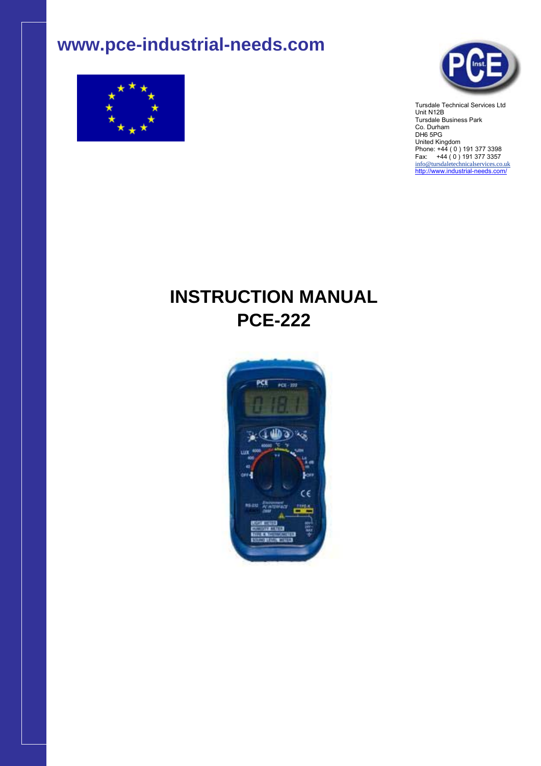# www.pce-industrial-needs.com

Tursdale Technical Services Ltd
Unit N12B
Tursdale Business Park
Co. Durham
DH6 5PG
United Kingdom
Phone: +44 ( 0 ) 191 377 3398
Fax: +44 ( 0 ) 191 377 3357
info@tursdaletechnicalservices.co.uk
http://www.industrial-needs.com/

# INSTRUCTION MANUAL
# PCE-222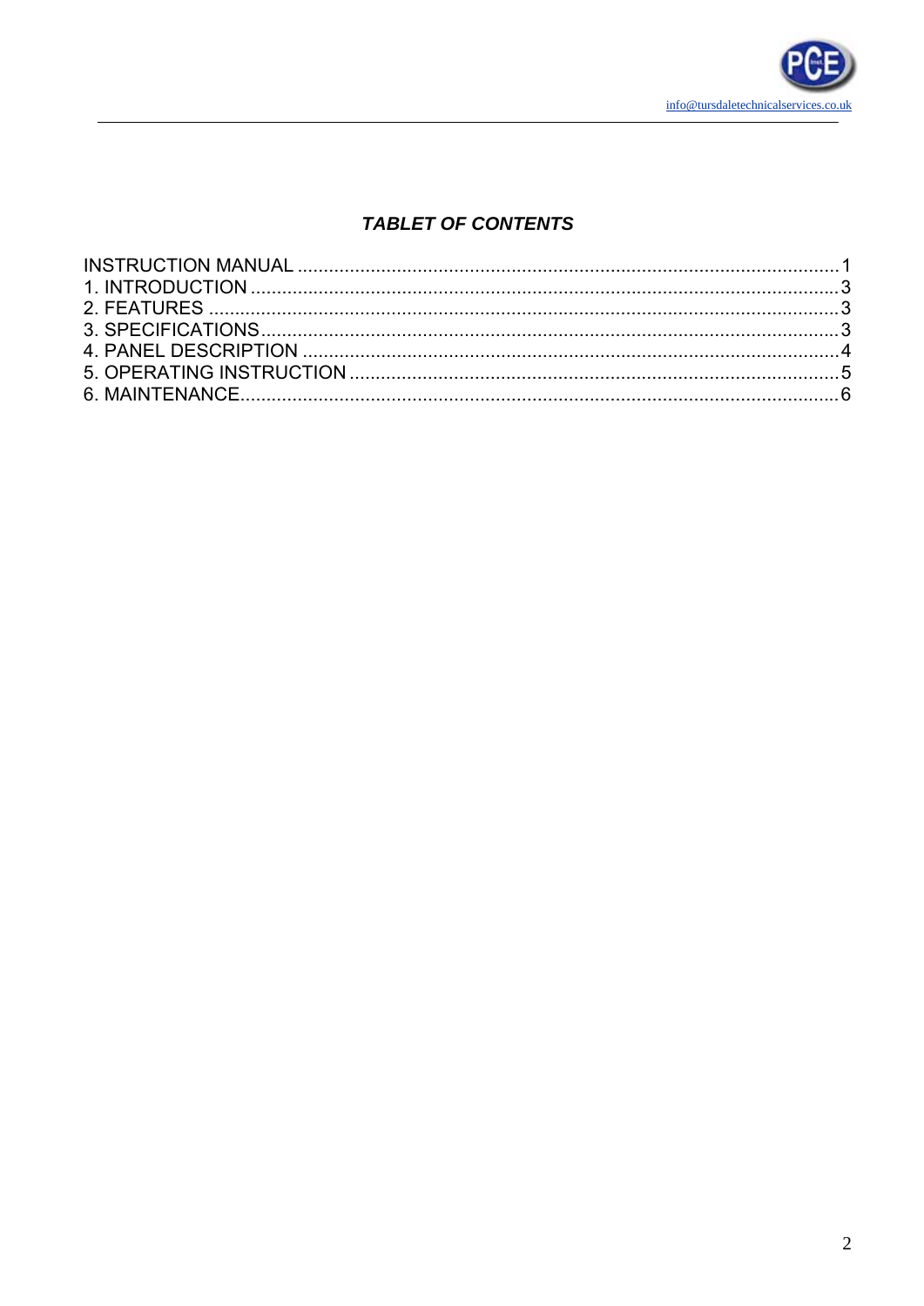## ***TABLET OF CONTENTS***

INSTRUCTION MANUAL .......................................................................................................1
1. INTRODUCTION ..............................................................................................................3
2. FEATURES .......................................................................................................................3
3. SPECIFICATIONS.............................................................................................................3
4. PANEL DESCRIPTION ......................................................................................................4
5. OPERATING INSTRUCTION ............................................................................................5
6. MAINTENANCE.................................................................................................................6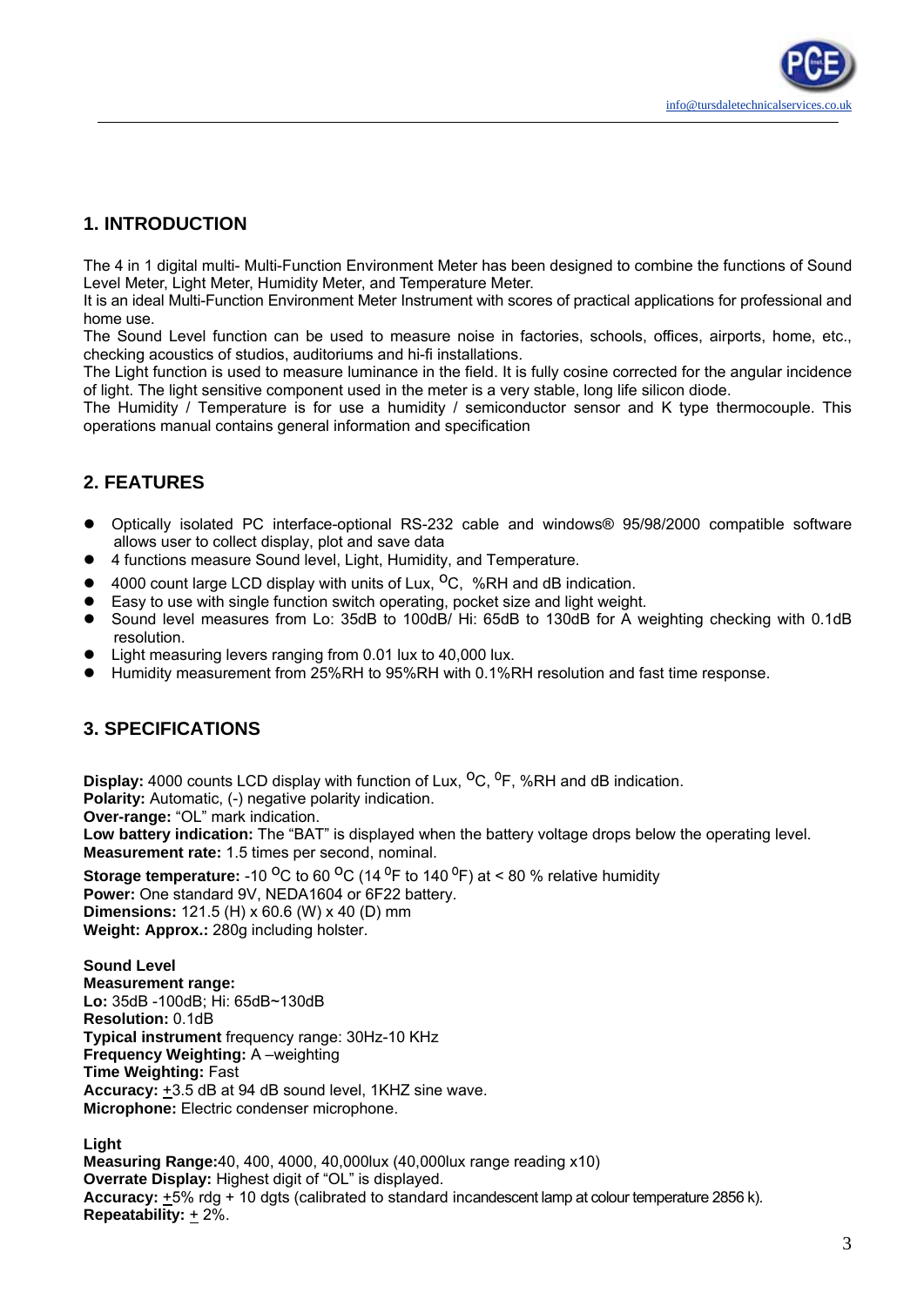## 1. INTRODUCTION

The 4 in 1 digital multi- Multi-Function Environment Meter has been designed to combine the functions of Sound Level Meter, Light Meter, Humidity Meter, and Temperature Meter.
It is an ideal Multi-Function Environment Meter Instrument with scores of practical applications for professional and home use.
The Sound Level function can be used to measure noise in factories, schools, offices, airports, home, etc., checking acoustics of studios, auditoriums and hi-fi installations.
The Light function is used to measure luminance in the field. It is fully cosine corrected for the angular incidence of light. The light sensitive component used in the meter is a very stable, long life silicon diode.
The Humidity / Temperature is for use a humidity / semiconductor sensor and K type thermocouple. This operations manual contains general information and specification

## 2. FEATURES

- Optically isolated PC interface-optional RS-232 cable and windows® 95/98/2000 compatible software allows user to collect display, plot and save data
- 4 functions measure Sound level, Light, Humidity, and Temperature.
- 4000 count large LCD display with units of Lux, $^{O}$C, %RH and dB indication.
- Easy to use with single function switch operating, pocket size and light weight.
- Sound level measures from Lo: 35dB to 100dB/ Hi: 65dB to 130dB for A weighting checking with 0.1dB resolution.
- Light measuring levers ranging from 0.01 lux to 40,000 lux.
- Humidity measurement from 25%RH to 95%RH with 0.1%RH resolution and fast time response.

## 3. SPECIFICATIONS

**Display:** 4000 counts LCD display with function of Lux, $^{O}$C, $^{0}$F, %RH and dB indication.
**Polarity:** Automatic, (-) negative polarity indication.
**Over-range:** "OL" mark indication.
**Low battery indication:** The "BAT" is displayed when the battery voltage drops below the operating level.
**Measurement rate:** 1.5 times per second, nominal.
**Storage temperature:** -10 $^{O}$C to 60 $^{O}$C (14 $^{0}$F to 140 $^{0}$F) at < 80 % relative humidity
**Power:** One standard 9V, NEDA1604 or 6F22 battery.
**Dimensions:** 121.5 (H) x 60.6 (W) x 40 (D) mm
**Weight: Approx.:** 280g including holster.

**Sound Level**
**Measurement range:**
**Lo:** 35dB -100dB; Hi: 65dB~130dB
**Resolution:** 0.1dB
**Typical instrument** frequency range: 30Hz-10 KHz
**Frequency Weighting:** A –weighting
**Time Weighting:** Fast
**Accuracy:** ±3.5 dB at 94 dB sound level, 1KHZ sine wave.
**Microphone:** Electric condenser microphone.

**Light**
**Measuring Range:**40, 400, 4000, 40,000lux (40,000lux range reading x10)
**Overrate Display:** Highest digit of "OL" is displayed.
**Accuracy:** ±5% rdg + 10 dgts (calibrated to standard incandescent lamp at colour temperature 2856 k).
**Repeatability:** ± 2%.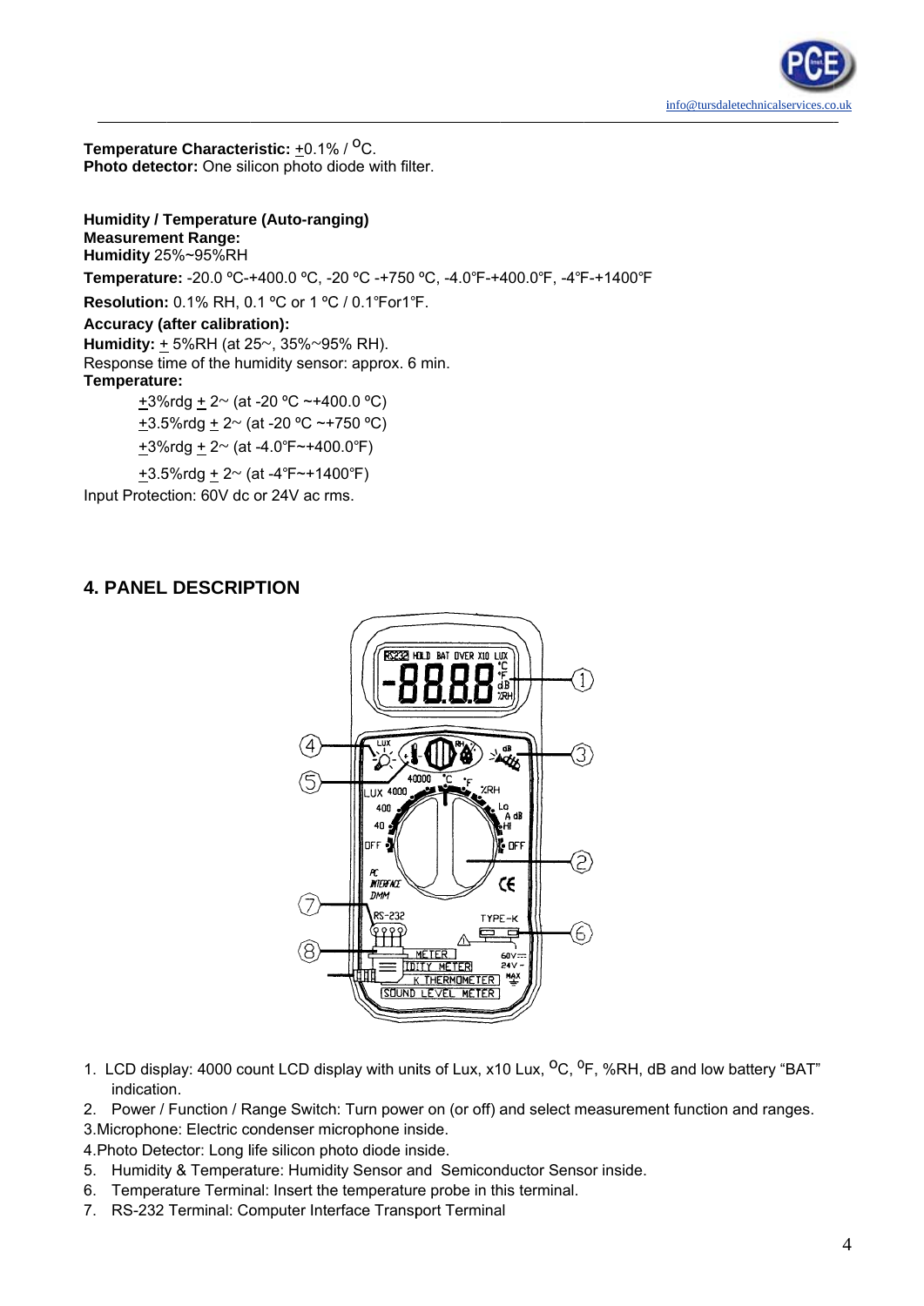**Temperature Characteristic:** ±0.1% / $^{O}$C.
**Photo detector:** One silicon photo diode with filter.

**Humidity / Temperature (Auto-ranging)**
**Measurement Range:**
**Humidity** 25%~95%RH

**Temperature:** -20.0 ºC-+400.0 ºC, -20 ºC -+750 ºC, -4.0℉-+400.0℉, -4℉-+1400℉

**Resolution:** 0.1% RH, 0.1 ºC or 1 ºC / 0.1℉or1℉.

**Accuracy (after calibration):**
**Humidity:** ± 5%RH (at 25~, 35%~95% RH).
Response time of the humidity sensor: approx. 6 min.
**Temperature:**

±3%rdg ± 2~ (at -20 ºC ~+400.0 ºC)

±3.5%rdg ± 2~ (at -20 ºC ~+750 ºC)

±3%rdg ± 2~ (at -4.0℉~+400.0℉)

±3.5%rdg ± 2~ (at -4℉~+1400℉)

Input Protection: 60V dc or 24V ac rms.

## 4. PANEL DESCRIPTION

1. LCD display: 4000 count LCD display with units of Lux, x10 Lux, $^{O}$C, $^{O}$F, %RH, dB and low battery "BAT" indication.
2. Power / Function / Range Switch: Turn power on (or off) and select measurement function and ranges.
3. Microphone: Electric condenser microphone inside.
4. Photo Detector: Long life silicon photo diode inside.
5. Humidity & Temperature: Humidity Sensor and Semiconductor Sensor inside.
6. Temperature Terminal: Insert the temperature probe in this terminal.
7. RS-232 Terminal: Computer Interface Transport Terminal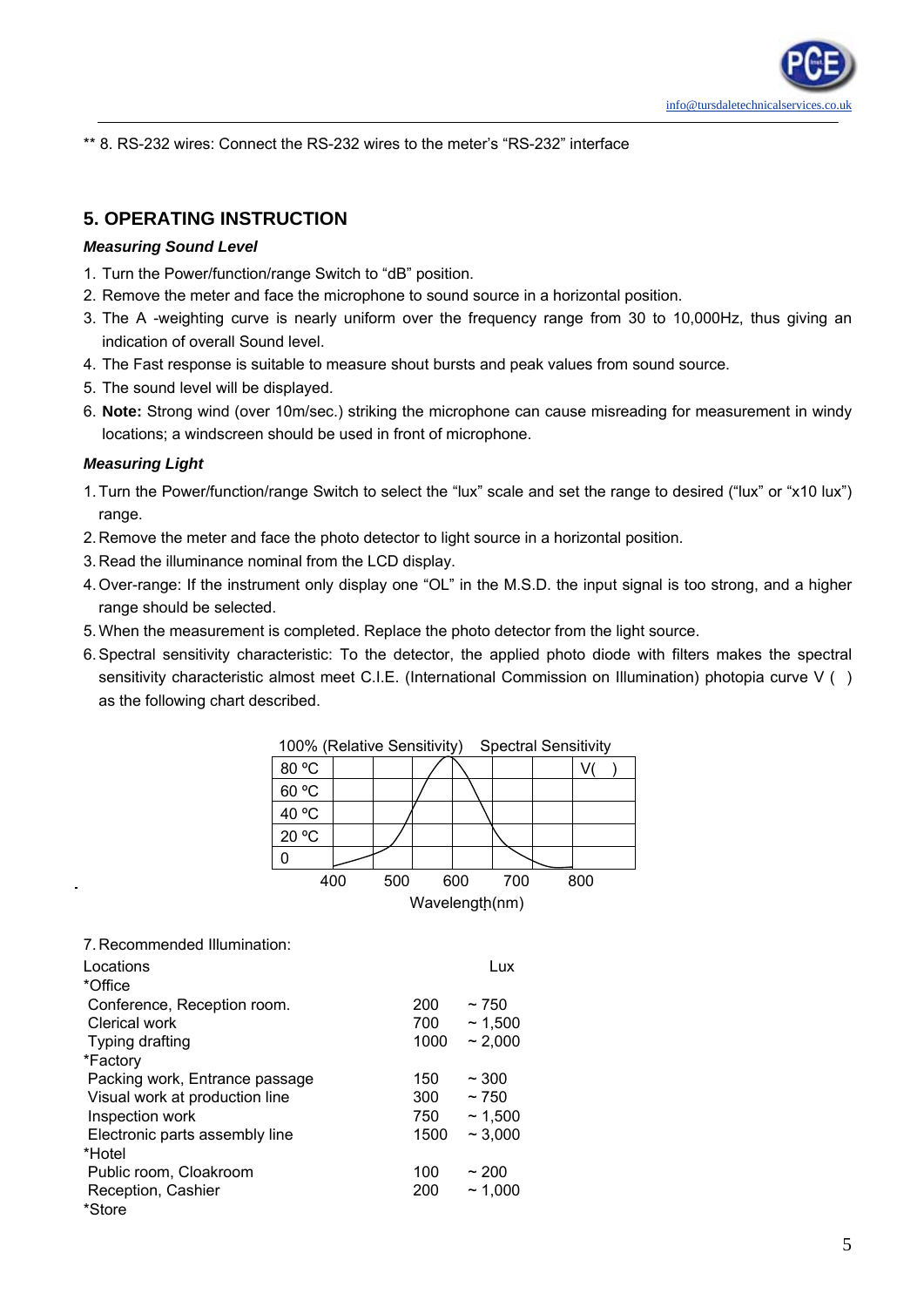** 8. RS-232 wires: Connect the RS-232 wires to the meter's "RS-232" interface

## 5. OPERATING INSTRUCTION

### *Measuring Sound Level*

1. Turn the Power/function/range Switch to "dB" position.
2. Remove the meter and face the microphone to sound source in a horizontal position.
3. The A -weighting curve is nearly uniform over the frequency range from 30 to 10,000Hz, thus giving an indication of overall Sound level.
4. The Fast response is suitable to measure shout bursts and peak values from sound source.
5. The sound level will be displayed.
6. **Note:** Strong wind (over 10m/sec.) striking the microphone can cause misreading for measurement in windy locations; a windscreen should be used in front of microphone.

### *Measuring Light*

1. Turn the Power/function/range Switch to select the "lux" scale and set the range to desired ("lux" or "x10 lux") range.
2. Remove the meter and face the photo detector to light source in a horizontal position.
3. Read the illuminance nominal from the LCD display.
4. Over-range: If the instrument only display one "OL" in the M.S.D. the input signal is too strong, and a higher range should be selected.
5. When the measurement is completed. Replace the photo detector from the light source.
6. Spectral sensitivity characteristic: To the detector, the applied photo diode with filters makes the spectral sensitivity characteristic almost meet C.I.E. (International Commission on Illumination) photopia curve V ( ) as the following chart described.

100% (Relative Sensitivity) Spectral Sensitivity

80 ºC, 60 ºC, 40 ºC, 20 ºC, 0 — V( )

400 500 600 700 800

Wavelength(nm)

7. Recommended Illumination:

| Locations | Lux |
|---|---|
| *Office | |
| Conference, Reception room. | 200 ~ 750 |
| Clerical work | 700 ~ 1,500 |
| Typing drafting | 1000 ~ 2,000 |
| *Factory | |
| Packing work, Entrance passage | 150 ~ 300 |
| Visual work at production line | 300 ~ 750 |
| Inspection work | 750 ~ 1,500 |
| Electronic parts assembly line | 1500 ~ 3,000 |
| *Hotel | |
| Public room, Cloakroom | 100 ~ 200 |
| Reception, Cashier | 200 ~ 1,000 |
| *Store | |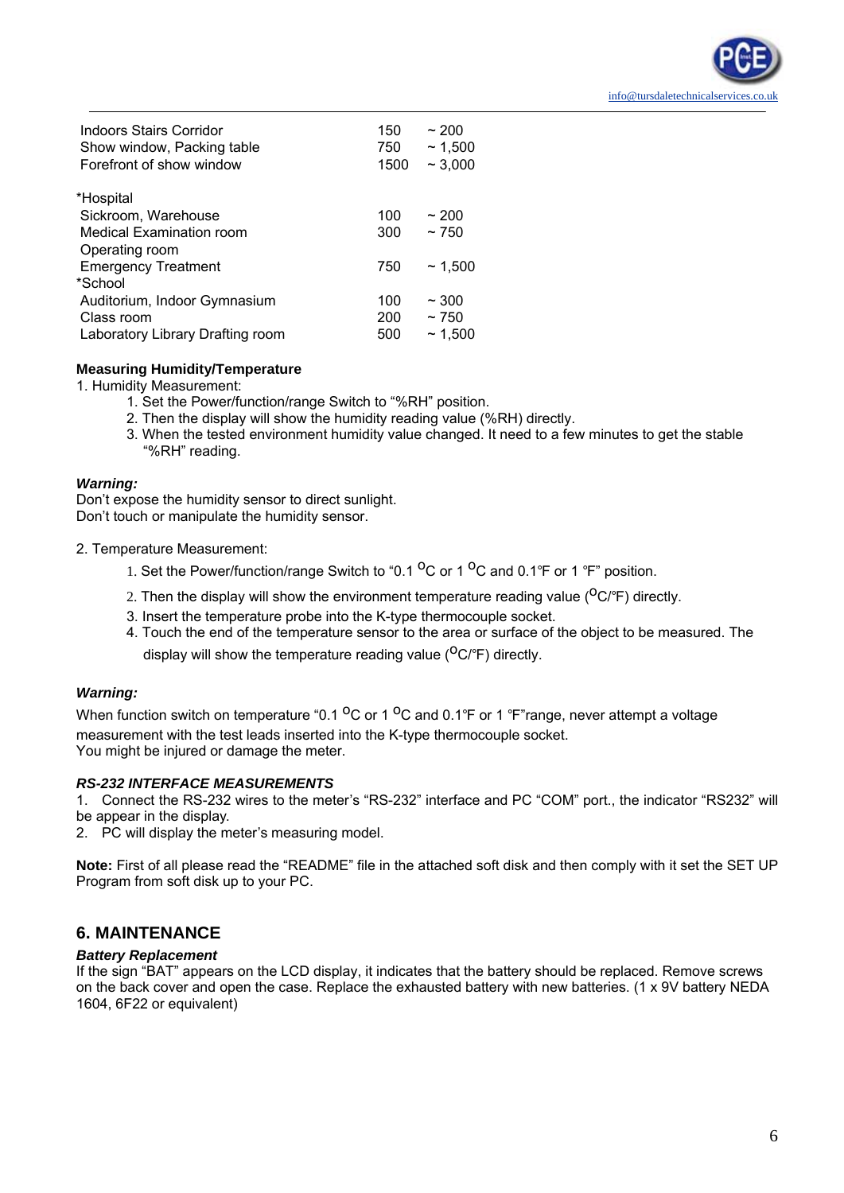| | | |
|---|---|---|
| Indoors Stairs Corridor | 150 | ~ 200 |
| Show window, Packing table | 750 | ~ 1,500 |
| Forefront of show window | 1500 | ~ 3,000 |
| | | |
| *Hospital | | |
| Sickroom, Warehouse | 100 | ~ 200 |
| Medical Examination room | 300 | ~ 750 |
| Operating room | | |
| Emergency Treatment | 750 | ~ 1,500 |
| *School | | |
| Auditorium, Indoor Gymnasium | 100 | ~ 300 |
| Class room | 200 | ~ 750 |
| Laboratory Library Drafting room | 500 | ~ 1,500 |

**Measuring Humidity/Temperature**

1. Humidity Measurement:
   1. Set the Power/function/range Switch to "%RH" position.
   2. Then the display will show the humidity reading value (%RH) directly.
   3. When the tested environment humidity value changed. It need to a few minutes to get the stable "%RH" reading.

***Warning:***

Don't expose the humidity sensor to direct sunlight.
Don't touch or manipulate the humidity sensor.

2. Temperature Measurement:
   1. Set the Power/function/range Switch to "0.1 °C or 1 °C and 0.1℉ or 1 ℉" position.
   2. Then the display will show the environment temperature reading value (°C/℉) directly.
   3. Insert the temperature probe into the K-type thermocouple socket.
   4. Touch the end of the temperature sensor to the area or surface of the object to be measured. The display will show the temperature reading value (°C/℉) directly.

***Warning:***

When function switch on temperature "0.1 °C or 1 °C and 0.1℉ or 1 ℉"range, never attempt a voltage measurement with the test leads inserted into the K-type thermocouple socket.
You might be injured or damage the meter.

***RS-232 INTERFACE MEASUREMENTS***

1. Connect the RS-232 wires to the meter's "RS-232" interface and PC "COM" port., the indicator "RS232" will be appear in the display.
2. PC will display the meter's measuring model.

**Note:** First of all please read the "README" file in the attached soft disk and then comply with it set the SET UP Program from soft disk up to your PC.

## 6. MAINTENANCE

***Battery Replacement***

If the sign "BAT" appears on the LCD display, it indicates that the battery should be replaced. Remove screws on the back cover and open the case. Replace the exhausted battery with new batteries. (1 x 9V battery NEDA 1604, 6F22 or equivalent)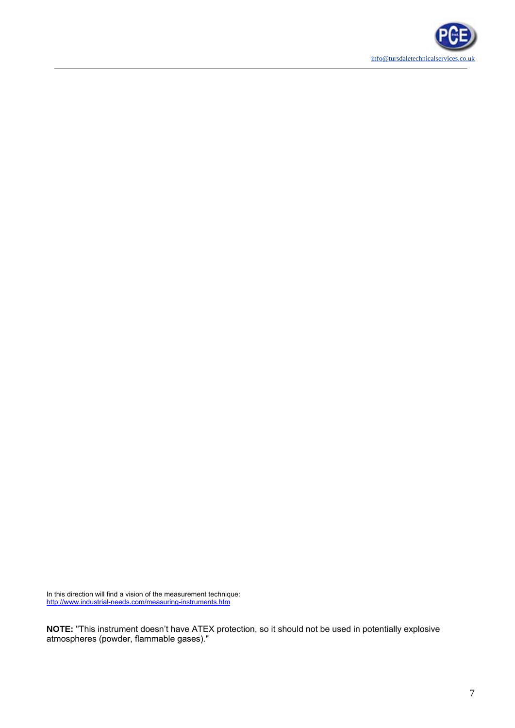In this direction will find a vision of the measurement technique:
http://www.industrial-needs.com/measuring-instruments.htm

**NOTE:** "This instrument doesn't have ATEX protection, so it should not be used in potentially explosive atmospheres (powder, flammable gases)."